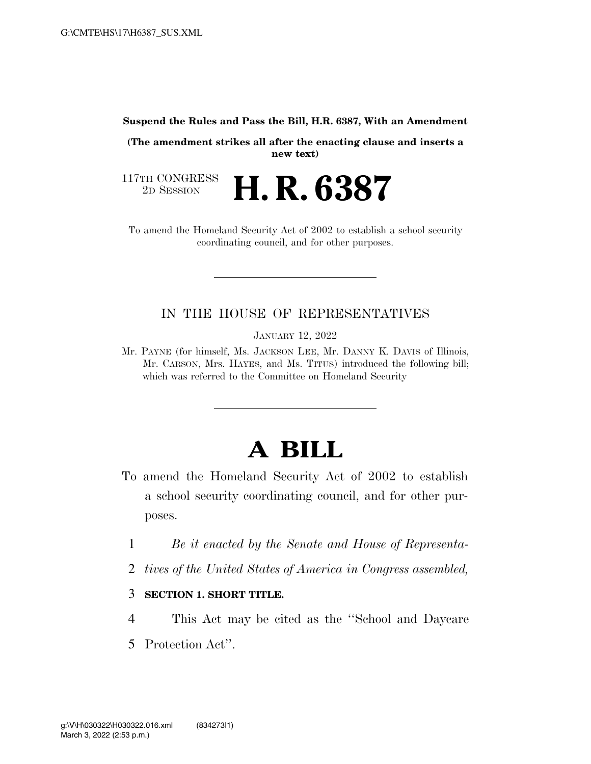**Suspend the Rules and Pass the Bill, H.R. 6387, With an Amendment**

**(The amendment strikes all after the enacting clause and inserts a new text)**

117TH CONGRESS
2D SESSION

# H. R. 6387

To amend the Homeland Security Act of 2002 to establish a school security coordinating council, and for other purposes.

---

IN THE HOUSE OF REPRESENTATIVES

JANUARY 12, 2022

Mr. PAYNE (for himself, Ms. JACKSON LEE, Mr. DANNY K. DAVIS of Illinois, Mr. CARSON, Mrs. HAYES, and Ms. TITUS) introduced the following bill; which was referred to the Committee on Homeland Security

---

# A BILL

To amend the Homeland Security Act of 2002 to establish a school security coordinating council, and for other purposes.

1 *Be it enacted by the Senate and House of Representa-*
2 *tives of the United States of America in Congress assembled,*

3 **SECTION 1. SHORT TITLE.**

4 This Act may be cited as the ''School and Daycare
5 Protection Act''.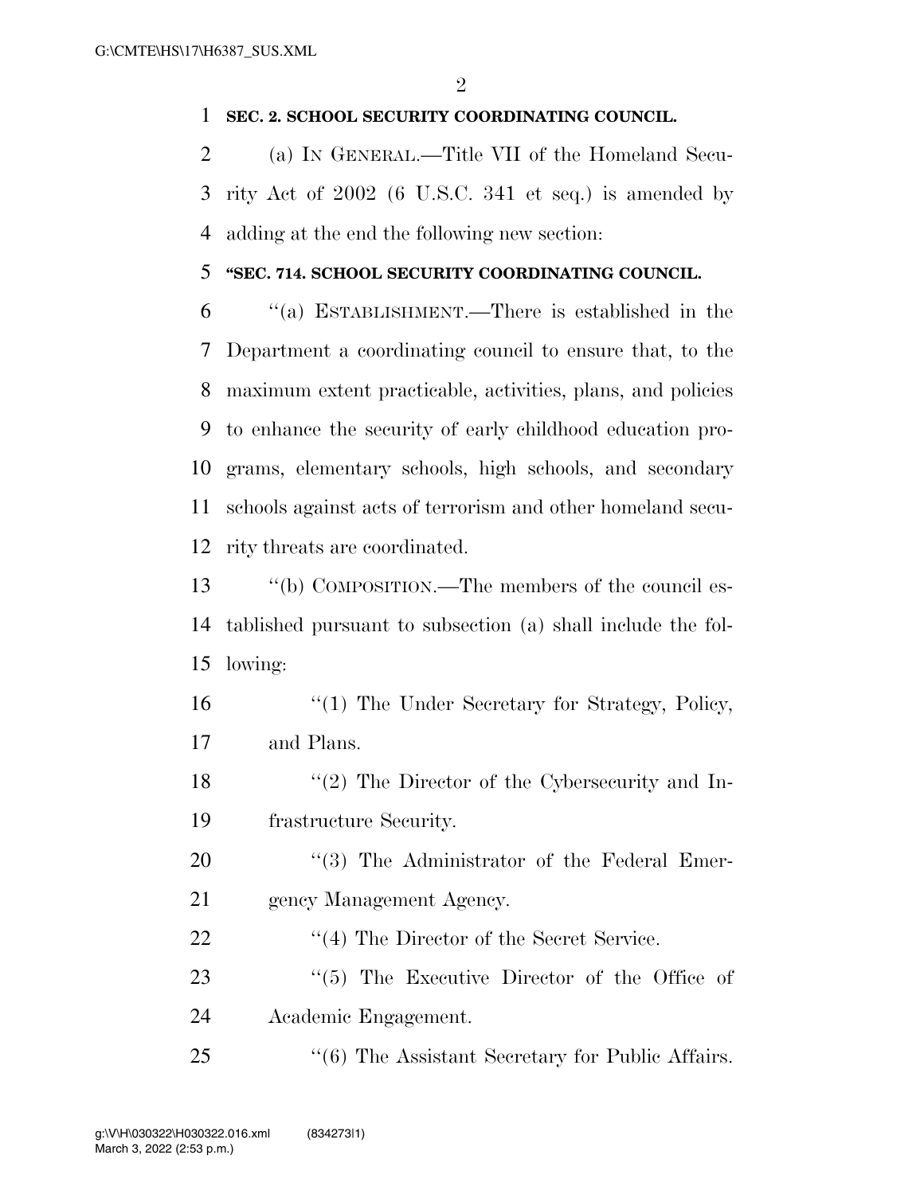**SEC. 2. SCHOOL SECURITY COORDINATING COUNCIL.**

(a) IN GENERAL.—Title VII of the Homeland Security Act of 2002 (6 U.S.C. 341 et seq.) is amended by adding at the end the following new section:

**"SEC. 714. SCHOOL SECURITY COORDINATING COUNCIL.**

"(a) ESTABLISHMENT.—There is established in the Department a coordinating council to ensure that, to the maximum extent practicable, activities, plans, and policies to enhance the security of early childhood education programs, elementary schools, high schools, and secondary schools against acts of terrorism and other homeland security threats are coordinated.

"(b) COMPOSITION.—The members of the council established pursuant to subsection (a) shall include the following:

"(1) The Under Secretary for Strategy, Policy, and Plans.

"(2) The Director of the Cybersecurity and Infrastructure Security.

"(3) The Administrator of the Federal Emergency Management Agency.

"(4) The Director of the Secret Service.

"(5) The Executive Director of the Office of Academic Engagement.

"(6) The Assistant Secretary for Public Affairs.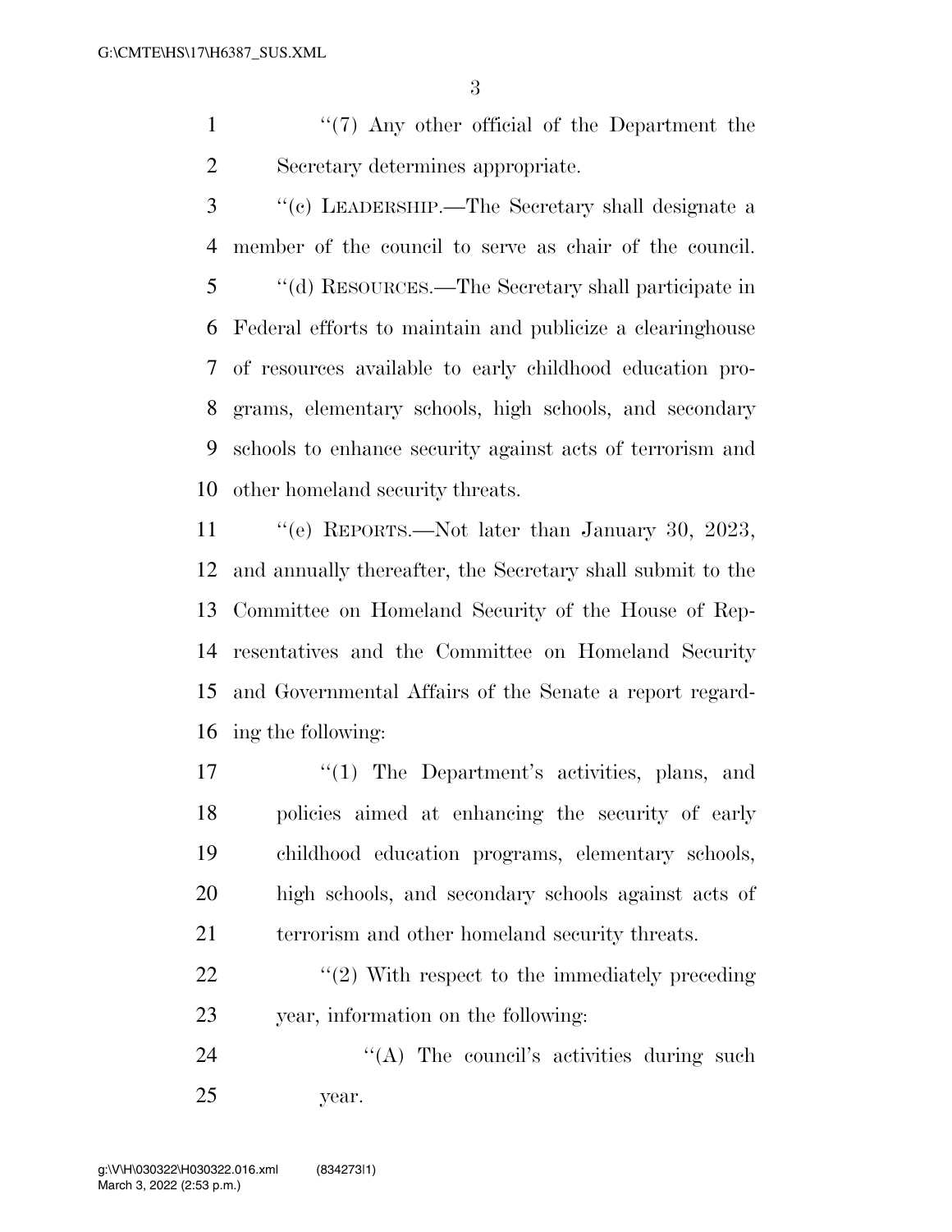''(7) Any other official of the Department the Secretary determines appropriate.

''(c) LEADERSHIP.—The Secretary shall designate a member of the council to serve as chair of the council.

''(d) RESOURCES.—The Secretary shall participate in Federal efforts to maintain and publicize a clearinghouse of resources available to early childhood education programs, elementary schools, high schools, and secondary schools to enhance security against acts of terrorism and other homeland security threats.

''(e) REPORTS.—Not later than January 30, 2023, and annually thereafter, the Secretary shall submit to the Committee on Homeland Security of the House of Representatives and the Committee on Homeland Security and Governmental Affairs of the Senate a report regarding the following:

''(1) The Department's activities, plans, and policies aimed at enhancing the security of early childhood education programs, elementary schools, high schools, and secondary schools against acts of terrorism and other homeland security threats.

''(2) With respect to the immediately preceding year, information on the following:

''(A) The council's activities during such year.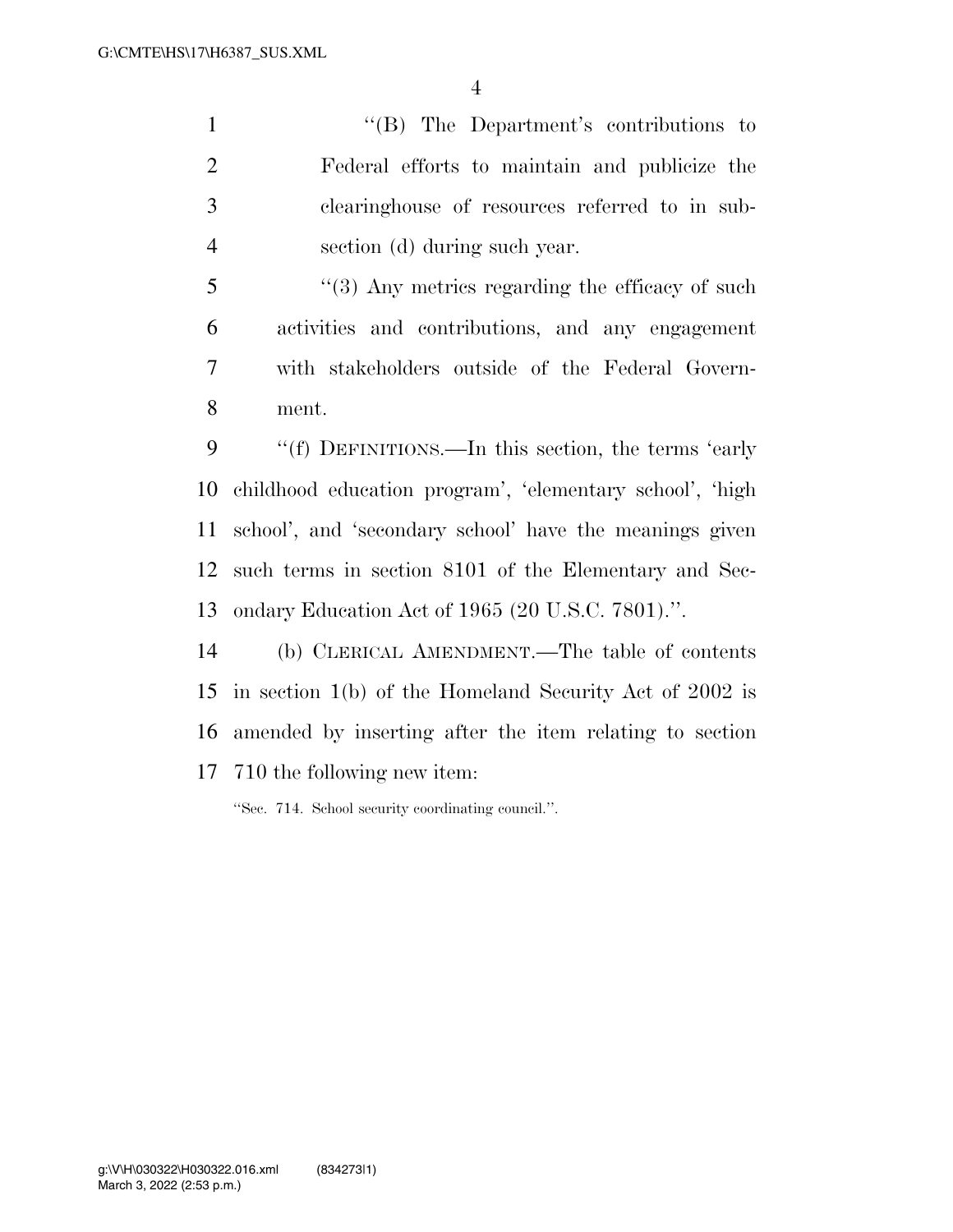"(B) The Department's contributions to Federal efforts to maintain and publicize the clearinghouse of resources referred to in subsection (d) during such year.

"(3) Any metrics regarding the efficacy of such activities and contributions, and any engagement with stakeholders outside of the Federal Government.

"(f) DEFINITIONS.—In this section, the terms 'early childhood education program', 'elementary school', 'high school', and 'secondary school' have the meanings given such terms in section 8101 of the Elementary and Secondary Education Act of 1965 (20 U.S.C. 7801).".

(b) CLERICAL AMENDMENT.—The table of contents in section 1(b) of the Homeland Security Act of 2002 is amended by inserting after the item relating to section 710 the following new item:

"Sec. 714. School security coordinating council.".